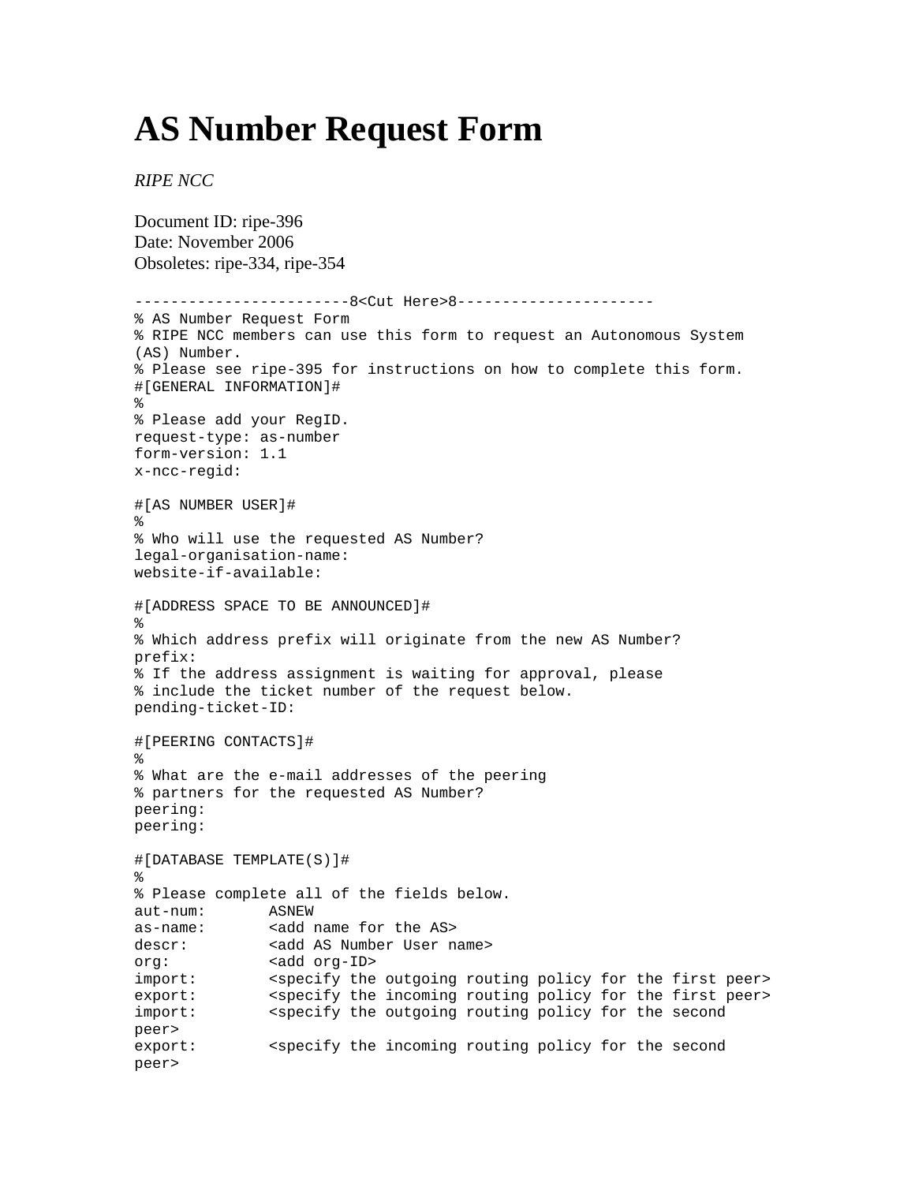# AS Number Request Form

*RIPE NCC*

Document ID: ripe-396
Date: November 2006
Obsoletes: ripe-334, ripe-354

```
------------------------8<Cut Here>8----------------------
% AS Number Request Form
% RIPE NCC members can use this form to request an Autonomous System
(AS) Number.
% Please see ripe-395 for instructions on how to complete this form.
#[GENERAL INFORMATION]#
%
% Please add your RegID.
request-type: as-number
form-version: 1.1
x-ncc-regid:

#[AS NUMBER USER]#
%
% Who will use the requested AS Number?
legal-organisation-name:
website-if-available:

#[ADDRESS SPACE TO BE ANNOUNCED]#
%
% Which address prefix will originate from the new AS Number?
prefix:
% If the address assignment is waiting for approval, please
% include the ticket number of the request below.
pending-ticket-ID:

#[PEERING CONTACTS]#
%
% What are the e-mail addresses of the peering
% partners for the requested AS Number?
peering:
peering:

#[DATABASE TEMPLATE(S)]#
%
% Please complete all of the fields below.
aut-num:       ASNEW
as-name:       <add name for the AS>
descr:         <add AS Number User name>
org:           <add org-ID>
import:        <specify the outgoing routing policy for the first peer>
export:        <specify the incoming routing policy for the first peer>
import:        <specify the outgoing routing policy for the second
peer>
export:        <specify the incoming routing policy for the second
peer>
```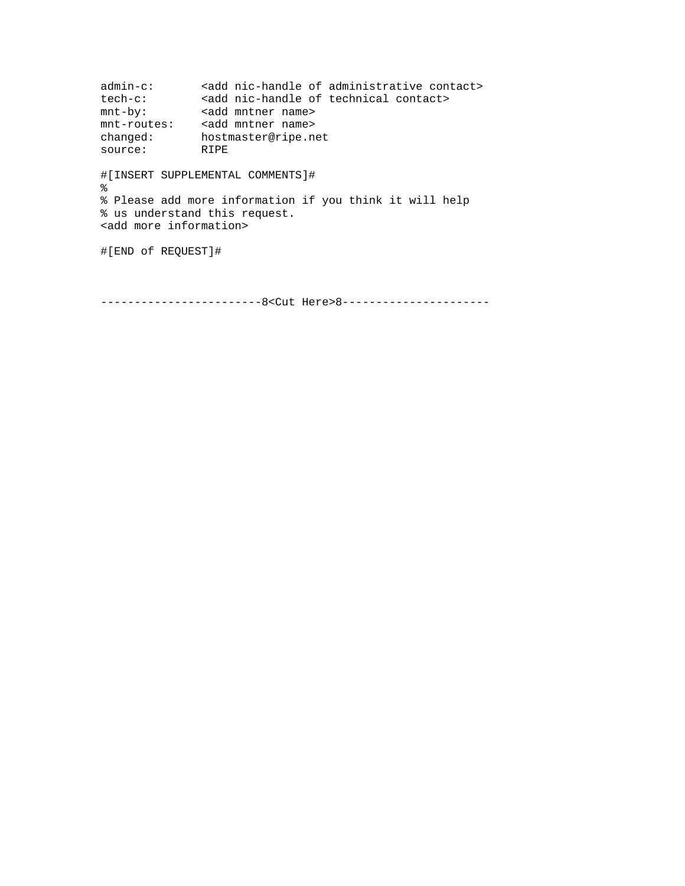```
admin-c:       <add nic-handle of administrative contact>
tech-c:        <add nic-handle of technical contact>
mnt-by:        <add mntner name>
mnt-routes:    <add mntner name>
changed:       hostmaster@ripe.net
source:        RIPE

#[INSERT SUPPLEMENTAL COMMENTS]#
%
% Please add more information if you think it will help
% us understand this request.
<add more information>

#[END of REQUEST]#



------------------------8<Cut Here>8----------------------
```